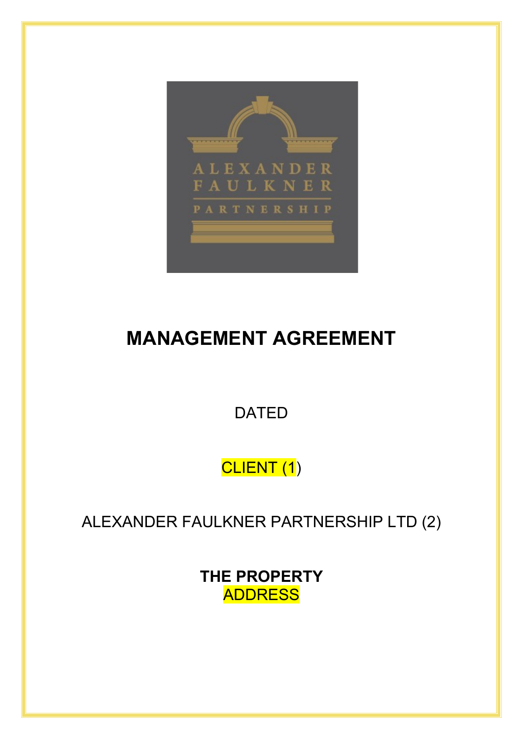# MANAGEMENT AGREEMENT

DATED

CLIENT (1)

ALEXANDER FAULKNER PARTNERSHIP LTD (2)

**THE PROPERTY**
ADDRESS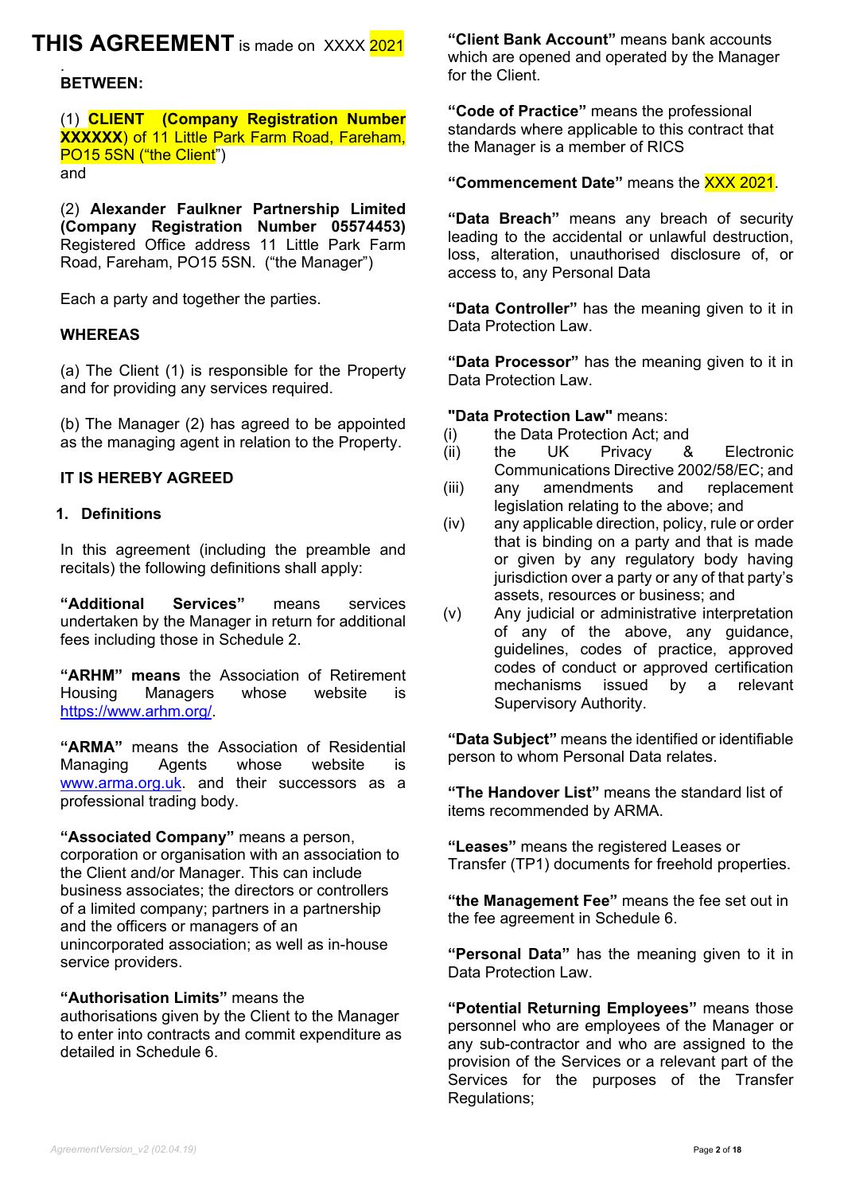**THIS AGREEMENT** is made on XXXX 2021

.

**BETWEEN:**

(1) **CLIENT (Company Registration Number XXXXXX**) of 11 Little Park Farm Road, Fareham, PO15 5SN ("the Client")

and

(2) **Alexander Faulkner Partnership Limited (Company Registration Number 05574453)** Registered Office address 11 Little Park Farm Road, Fareham, PO15 5SN. ("the Manager")

Each a party and together the parties.

**WHEREAS**

(a) The Client (1) is responsible for the Property and for providing any services required.

(b) The Manager (2) has agreed to be appointed as the managing agent in relation to the Property.

**IT IS HEREBY AGREED**

**1. Definitions**

In this agreement (including the preamble and recitals) the following definitions shall apply:

**"Additional Services"** means services undertaken by the Manager in return for additional fees including those in Schedule 2.

**"ARHM" means** the Association of Retirement Housing Managers whose website is https://www.arhm.org/.

**"ARMA"** means the Association of Residential Managing Agents whose website is www.arma.org.uk. and their successors as a professional trading body.

**"Associated Company"** means a person, corporation or organisation with an association to the Client and/or Manager. This can include business associates; the directors or controllers of a limited company; partners in a partnership and the officers or managers of an unincorporated association; as well as in-house service providers.

**"Authorisation Limits"** means the authorisations given by the Client to the Manager to enter into contracts and commit expenditure as detailed in Schedule 6.

**"Client Bank Account"** means bank accounts which are opened and operated by the Manager for the Client.

**"Code of Practice"** means the professional standards where applicable to this contract that the Manager is a member of RICS

**"Commencement Date"** means the XXX 2021.

**"Data Breach"** means any breach of security leading to the accidental or unlawful destruction, loss, alteration, unauthorised disclosure of, or access to, any Personal Data

**"Data Controller"** has the meaning given to it in Data Protection Law.

**"Data Processor"** has the meaning given to it in Data Protection Law.

**"Data Protection Law"** means:

(i) the Data Protection Act; and

(ii) the UK Privacy & Electronic Communications Directive 2002/58/EC; and

(iii) any amendments and replacement legislation relating to the above; and

(iv) any applicable direction, policy, rule or order that is binding on a party and that is made or given by any regulatory body having jurisdiction over a party or any of that party's assets, resources or business; and

(v) Any judicial or administrative interpretation of any of the above, any guidance, guidelines, codes of practice, approved codes of conduct or approved certification mechanisms issued by a relevant Supervisory Authority.

**"Data Subject"** means the identified or identifiable person to whom Personal Data relates.

**"The Handover List"** means the standard list of items recommended by ARMA.

**"Leases"** means the registered Leases or Transfer (TP1) documents for freehold properties.

**"the Management Fee"** means the fee set out in the fee agreement in Schedule 6.

**"Personal Data"** has the meaning given to it in Data Protection Law.

**"Potential Returning Employees"** means those personnel who are employees of the Manager or any sub-contractor and who are assigned to the provision of the Services or a relevant part of the Services for the purposes of the Transfer Regulations;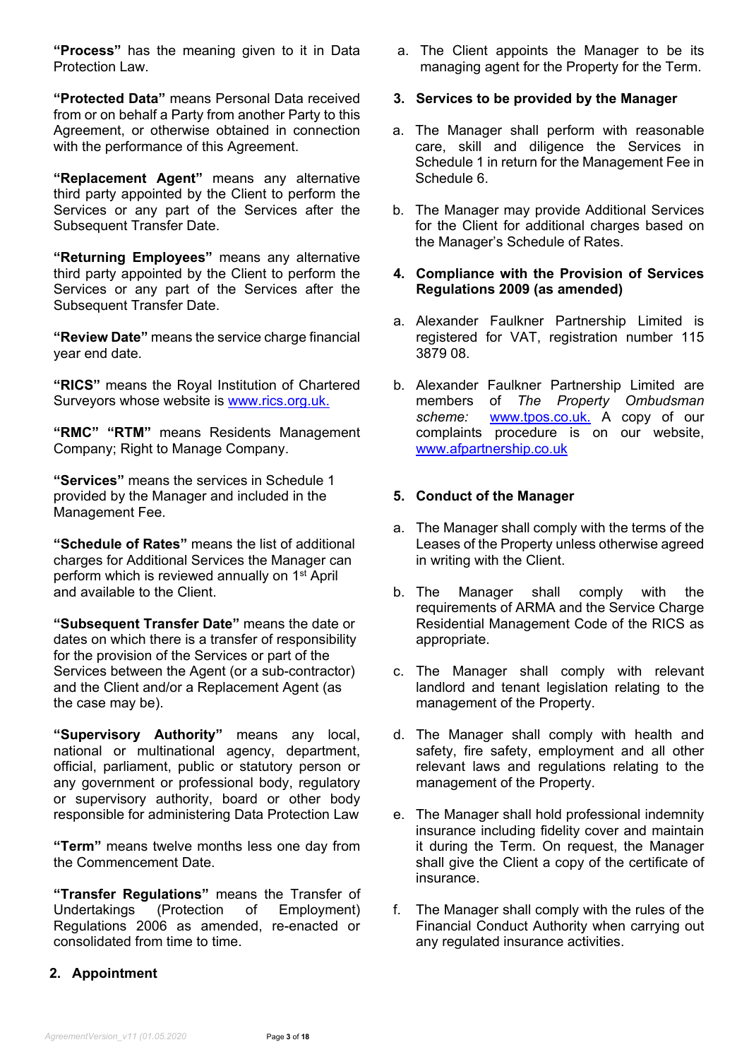**"Process"** has the meaning given to it in Data Protection Law.

**"Protected Data"** means Personal Data received from or on behalf a Party from another Party to this Agreement, or otherwise obtained in connection with the performance of this Agreement.

**"Replacement Agent"** means any alternative third party appointed by the Client to perform the Services or any part of the Services after the Subsequent Transfer Date.

**"Returning Employees"** means any alternative third party appointed by the Client to perform the Services or any part of the Services after the Subsequent Transfer Date.

**"Review Date"** means the service charge financial year end date.

**"RICS"** means the Royal Institution of Chartered Surveyors whose website is www.rics.org.uk.

**"RMC" "RTM"** means Residents Management Company; Right to Manage Company.

**"Services"** means the services in Schedule 1 provided by the Manager and included in the Management Fee.

**"Schedule of Rates"** means the list of additional charges for Additional Services the Manager can perform which is reviewed annually on 1st April and available to the Client.

**"Subsequent Transfer Date"** means the date or dates on which there is a transfer of responsibility for the provision of the Services or part of the Services between the Agent (or a sub-contractor) and the Client and/or a Replacement Agent (as the case may be).

**"Supervisory Authority"** means any local, national or multinational agency, department, official, parliament, public or statutory person or any government or professional body, regulatory or supervisory authority, board or other body responsible for administering Data Protection Law

**"Term"** means twelve months less one day from the Commencement Date.

**"Transfer Regulations"** means the Transfer of Undertakings (Protection of Employment) Regulations 2006 as amended, re-enacted or consolidated from time to time.

## 2. Appointment

a. The Client appoints the Manager to be its managing agent for the Property for the Term.

## 3. Services to be provided by the Manager

a. The Manager shall perform with reasonable care, skill and diligence the Services in Schedule 1 in return for the Management Fee in Schedule 6.

b. The Manager may provide Additional Services for the Client for additional charges based on the Manager's Schedule of Rates.

## 4. Compliance with the Provision of Services Regulations 2009 (as amended)

a. Alexander Faulkner Partnership Limited is registered for VAT, registration number 115 3879 08.

b. Alexander Faulkner Partnership Limited are members of *The Property Ombudsman scheme:* www.tpos.co.uk. A copy of our complaints procedure is on our website, www.afpartnership.co.uk

## 5. Conduct of the Manager

a. The Manager shall comply with the terms of the Leases of the Property unless otherwise agreed in writing with the Client.

b. The Manager shall comply with the requirements of ARMA and the Service Charge Residential Management Code of the RICS as appropriate.

c. The Manager shall comply with relevant landlord and tenant legislation relating to the management of the Property.

d. The Manager shall comply with health and safety, fire safety, employment and all other relevant laws and regulations relating to the management of the Property.

e. The Manager shall hold professional indemnity insurance including fidelity cover and maintain it during the Term. On request, the Manager shall give the Client a copy of the certificate of insurance.

f. The Manager shall comply with the rules of the Financial Conduct Authority when carrying out any regulated insurance activities.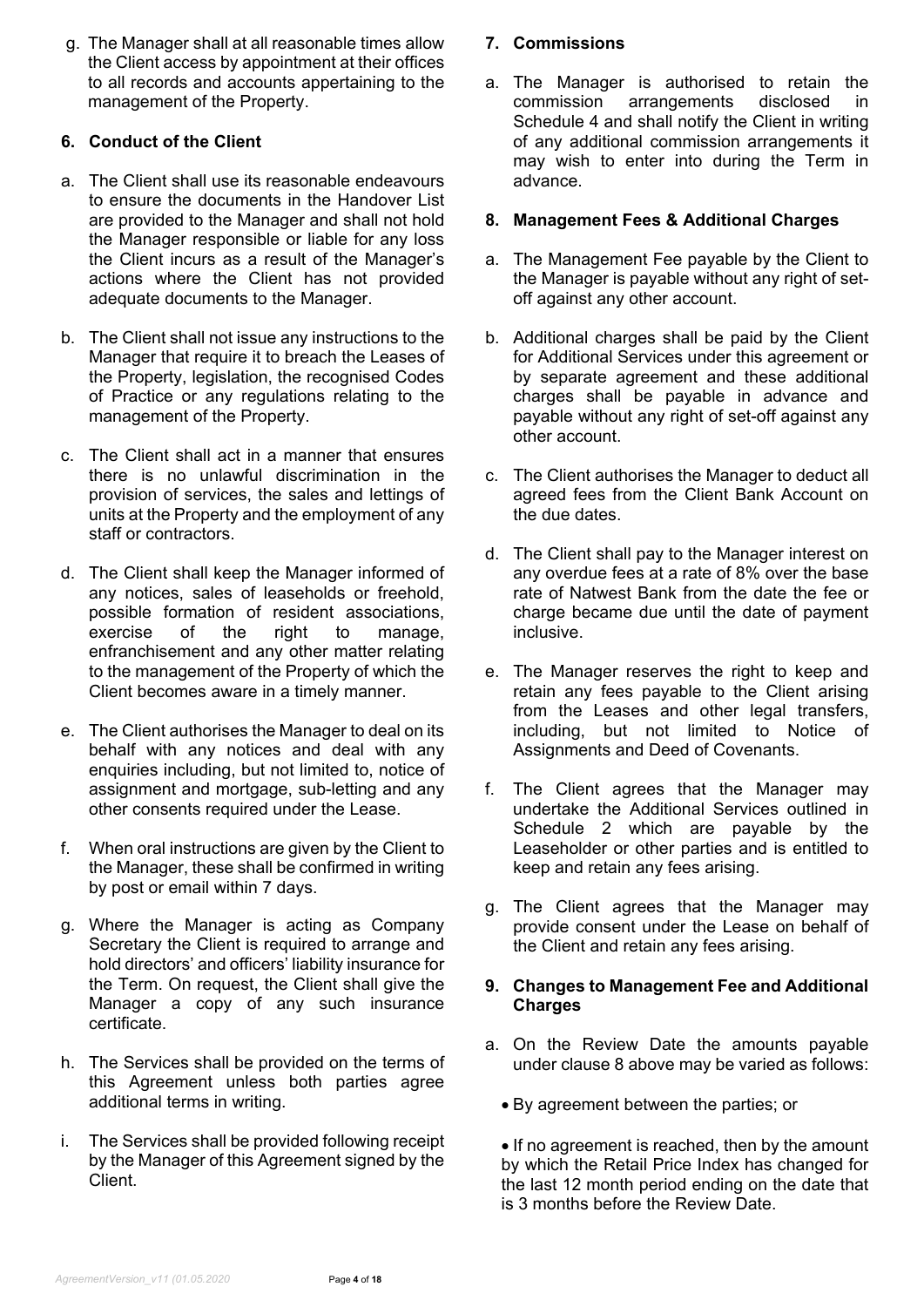g. The Manager shall at all reasonable times allow the Client access by appointment at their offices to all records and accounts appertaining to the management of the Property.

## 6. Conduct of the Client

a. The Client shall use its reasonable endeavours to ensure the documents in the Handover List are provided to the Manager and shall not hold the Manager responsible or liable for any loss the Client incurs as a result of the Manager's actions where the Client has not provided adequate documents to the Manager.

b. The Client shall not issue any instructions to the Manager that require it to breach the Leases of the Property, legislation, the recognised Codes of Practice or any regulations relating to the management of the Property.

c. The Client shall act in a manner that ensures there is no unlawful discrimination in the provision of services, the sales and lettings of units at the Property and the employment of any staff or contractors.

d. The Client shall keep the Manager informed of any notices, sales of leaseholds or freehold, possible formation of resident associations, exercise of the right to manage, enfranchisement and any other matter relating to the management of the Property of which the Client becomes aware in a timely manner.

e. The Client authorises the Manager to deal on its behalf with any notices and deal with any enquiries including, but not limited to, notice of assignment and mortgage, sub-letting and any other consents required under the Lease.

f. When oral instructions are given by the Client to the Manager, these shall be confirmed in writing by post or email within 7 days.

g. Where the Manager is acting as Company Secretary the Client is required to arrange and hold directors' and officers' liability insurance for the Term. On request, the Client shall give the Manager a copy of any such insurance certificate.

h. The Services shall be provided on the terms of this Agreement unless both parties agree additional terms in writing.

i. The Services shall be provided following receipt by the Manager of this Agreement signed by the Client.

## 7. Commissions

a. The Manager is authorised to retain the commission arrangements disclosed in Schedule 4 and shall notify the Client in writing of any additional commission arrangements it may wish to enter into during the Term in advance.

## 8. Management Fees & Additional Charges

a. The Management Fee payable by the Client to the Manager is payable without any right of set-off against any other account.

b. Additional charges shall be paid by the Client for Additional Services under this agreement or by separate agreement and these additional charges shall be payable in advance and payable without any right of set-off against any other account.

c. The Client authorises the Manager to deduct all agreed fees from the Client Bank Account on the due dates.

d. The Client shall pay to the Manager interest on any overdue fees at a rate of 8% over the base rate of Natwest Bank from the date the fee or charge became due until the date of payment inclusive.

e. The Manager reserves the right to keep and retain any fees payable to the Client arising from the Leases and other legal transfers, including, but not limited to Notice of Assignments and Deed of Covenants.

f. The Client agrees that the Manager may undertake the Additional Services outlined in Schedule 2 which are payable by the Leaseholder or other parties and is entitled to keep and retain any fees arising.

g. The Client agrees that the Manager may provide consent under the Lease on behalf of the Client and retain any fees arising.

## 9. Changes to Management Fee and Additional Charges

a. On the Review Date the amounts payable under clause 8 above may be varied as follows:

- By agreement between the parties; or

- If no agreement is reached, then by the amount by which the Retail Price Index has changed for the last 12 month period ending on the date that is 3 months before the Review Date.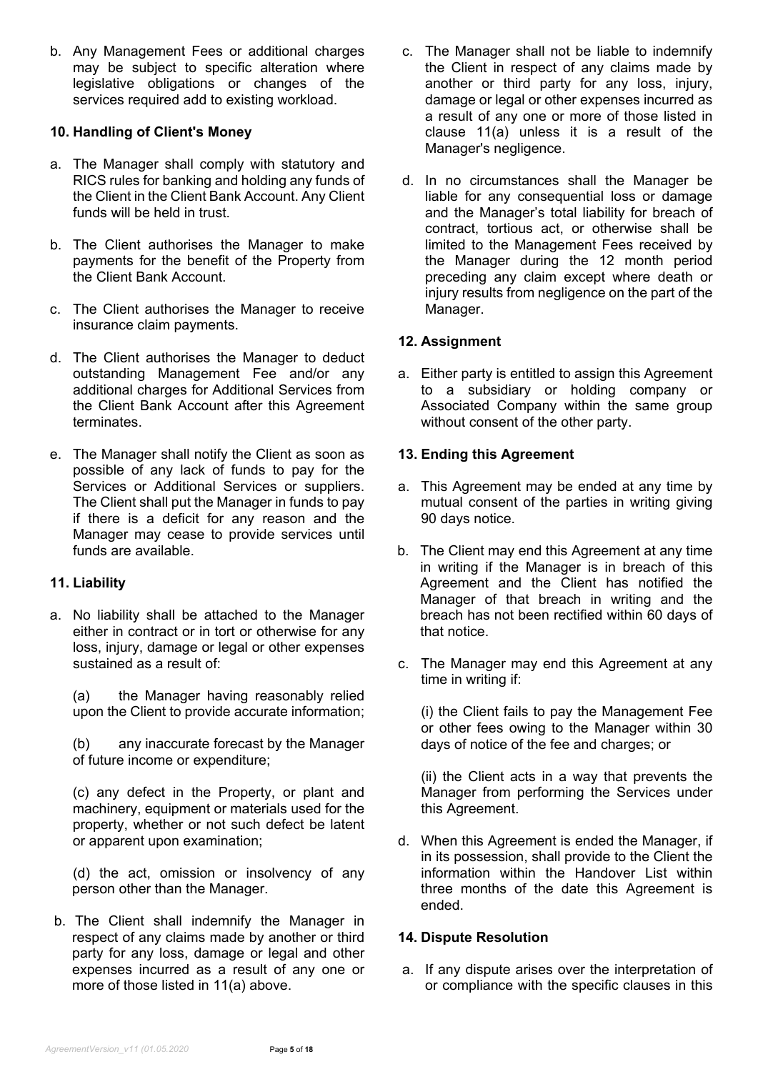b. Any Management Fees or additional charges may be subject to specific alteration where legislative obligations or changes of the services required add to existing workload.

### 10. Handling of Client's Money

a. The Manager shall comply with statutory and RICS rules for banking and holding any funds of the Client in the Client Bank Account. Any Client funds will be held in trust.

b. The Client authorises the Manager to make payments for the benefit of the Property from the Client Bank Account.

c. The Client authorises the Manager to receive insurance claim payments.

d. The Client authorises the Manager to deduct outstanding Management Fee and/or any additional charges for Additional Services from the Client Bank Account after this Agreement terminates.

e. The Manager shall notify the Client as soon as possible of any lack of funds to pay for the Services or Additional Services or suppliers. The Client shall put the Manager in funds to pay if there is a deficit for any reason and the Manager may cease to provide services until funds are available.

### 11. Liability

a. No liability shall be attached to the Manager either in contract or in tort or otherwise for any loss, injury, damage or legal or other expenses sustained as a result of:

(a) the Manager having reasonably relied upon the Client to provide accurate information;

(b) any inaccurate forecast by the Manager of future income or expenditure;

(c) any defect in the Property, or plant and machinery, equipment or materials used for the property, whether or not such defect be latent or apparent upon examination;

(d) the act, omission or insolvency of any person other than the Manager.

b. The Client shall indemnify the Manager in respect of any claims made by another or third party for any loss, damage or legal and other expenses incurred as a result of any one or more of those listed in 11(a) above.

c. The Manager shall not be liable to indemnify the Client in respect of any claims made by another or third party for any loss, injury, damage or legal or other expenses incurred as a result of any one or more of those listed in clause 11(a) unless it is a result of the Manager's negligence.

d. In no circumstances shall the Manager be liable for any consequential loss or damage and the Manager's total liability for breach of contract, tortious act, or otherwise shall be limited to the Management Fees received by the Manager during the 12 month period preceding any claim except where death or injury results from negligence on the part of the Manager.

### 12. Assignment

a. Either party is entitled to assign this Agreement to a subsidiary or holding company or Associated Company within the same group without consent of the other party.

### 13. Ending this Agreement

a. This Agreement may be ended at any time by mutual consent of the parties in writing giving 90 days notice.

b. The Client may end this Agreement at any time in writing if the Manager is in breach of this Agreement and the Client has notified the Manager of that breach in writing and the breach has not been rectified within 60 days of that notice.

c. The Manager may end this Agreement at any time in writing if:

(i) the Client fails to pay the Management Fee or other fees owing to the Manager within 30 days of notice of the fee and charges; or

(ii) the Client acts in a way that prevents the Manager from performing the Services under this Agreement.

d. When this Agreement is ended the Manager, if in its possession, shall provide to the Client the information within the Handover List within three months of the date this Agreement is ended.

### 14. Dispute Resolution

a. If any dispute arises over the interpretation of or compliance with the specific clauses in this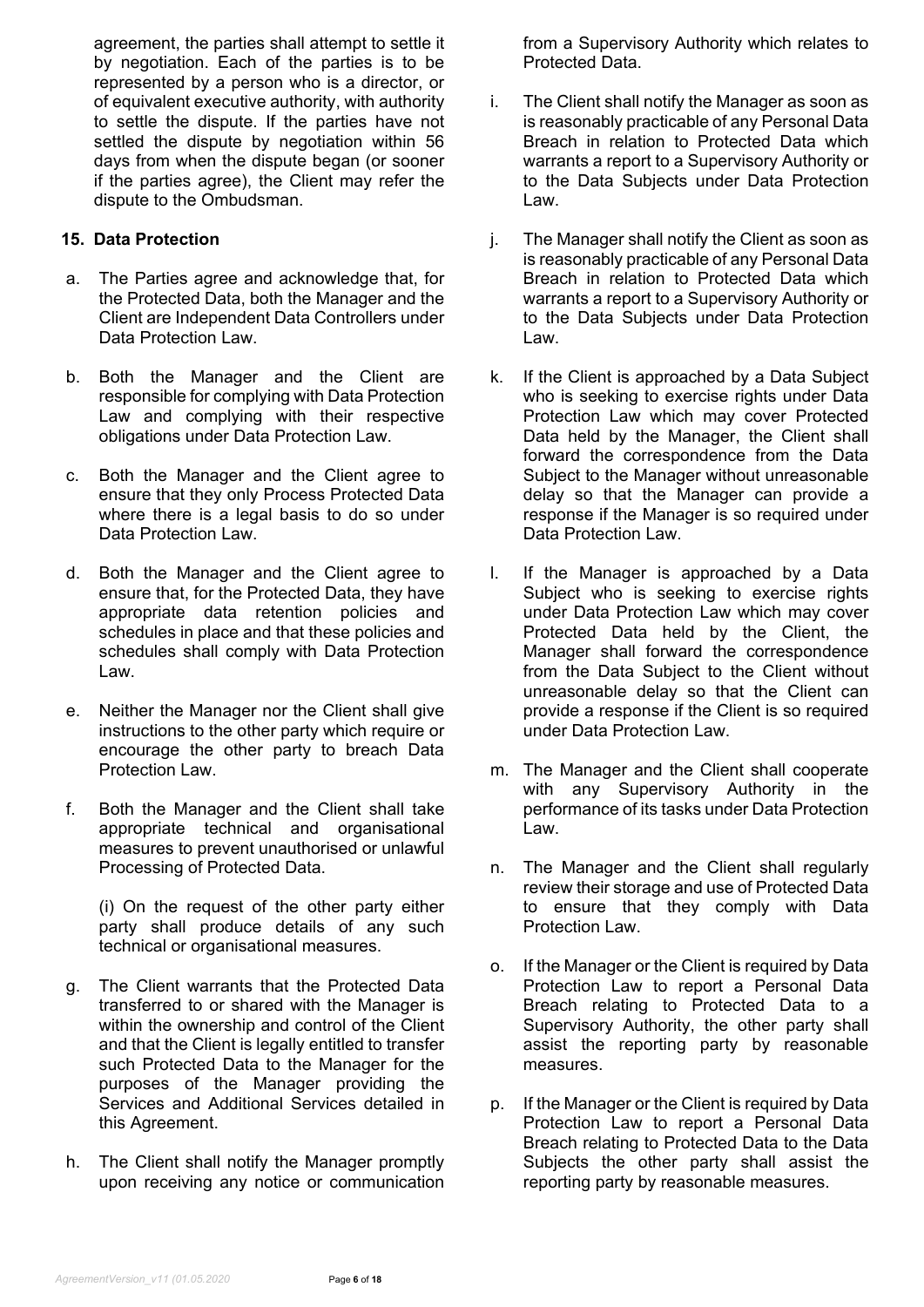agreement, the parties shall attempt to settle it by negotiation. Each of the parties is to be represented by a person who is a director, or of equivalent executive authority, with authority to settle the dispute. If the parties have not settled the dispute by negotiation within 56 days from when the dispute began (or sooner if the parties agree), the Client may refer the dispute to the Ombudsman.

**15. Data Protection**

a. The Parties agree and acknowledge that, for the Protected Data, both the Manager and the Client are Independent Data Controllers under Data Protection Law.

b. Both the Manager and the Client are responsible for complying with Data Protection Law and complying with their respective obligations under Data Protection Law.

c. Both the Manager and the Client agree to ensure that they only Process Protected Data where there is a legal basis to do so under Data Protection Law.

d. Both the Manager and the Client agree to ensure that, for the Protected Data, they have appropriate data retention policies and schedules in place and that these policies and schedules shall comply with Data Protection Law.

e. Neither the Manager nor the Client shall give instructions to the other party which require or encourage the other party to breach Data Protection Law.

f. Both the Manager and the Client shall take appropriate technical and organisational measures to prevent unauthorised or unlawful Processing of Protected Data.

   (i) On the request of the other party either party shall produce details of any such technical or organisational measures.

g. The Client warrants that the Protected Data transferred to or shared with the Manager is within the ownership and control of the Client and that the Client is legally entitled to transfer such Protected Data to the Manager for the purposes of the Manager providing the Services and Additional Services detailed in this Agreement.

h. The Client shall notify the Manager promptly upon receiving any notice or communication from a Supervisory Authority which relates to Protected Data.

i. The Client shall notify the Manager as soon as is reasonably practicable of any Personal Data Breach in relation to Protected Data which warrants a report to a Supervisory Authority or to the Data Subjects under Data Protection Law.

j. The Manager shall notify the Client as soon as is reasonably practicable of any Personal Data Breach in relation to Protected Data which warrants a report to a Supervisory Authority or to the Data Subjects under Data Protection Law.

k. If the Client is approached by a Data Subject who is seeking to exercise rights under Data Protection Law which may cover Protected Data held by the Manager, the Client shall forward the correspondence from the Data Subject to the Manager without unreasonable delay so that the Manager can provide a response if the Manager is so required under Data Protection Law.

l. If the Manager is approached by a Data Subject who is seeking to exercise rights under Data Protection Law which may cover Protected Data held by the Client, the Manager shall forward the correspondence from the Data Subject to the Client without unreasonable delay so that the Client can provide a response if the Client is so required under Data Protection Law.

m. The Manager and the Client shall cooperate with any Supervisory Authority in the performance of its tasks under Data Protection Law.

n. The Manager and the Client shall regularly review their storage and use of Protected Data to ensure that they comply with Data Protection Law.

o. If the Manager or the Client is required by Data Protection Law to report a Personal Data Breach relating to Protected Data to a Supervisory Authority, the other party shall assist the reporting party by reasonable measures.

p. If the Manager or the Client is required by Data Protection Law to report a Personal Data Breach relating to Protected Data to the Data Subjects the other party shall assist the reporting party by reasonable measures.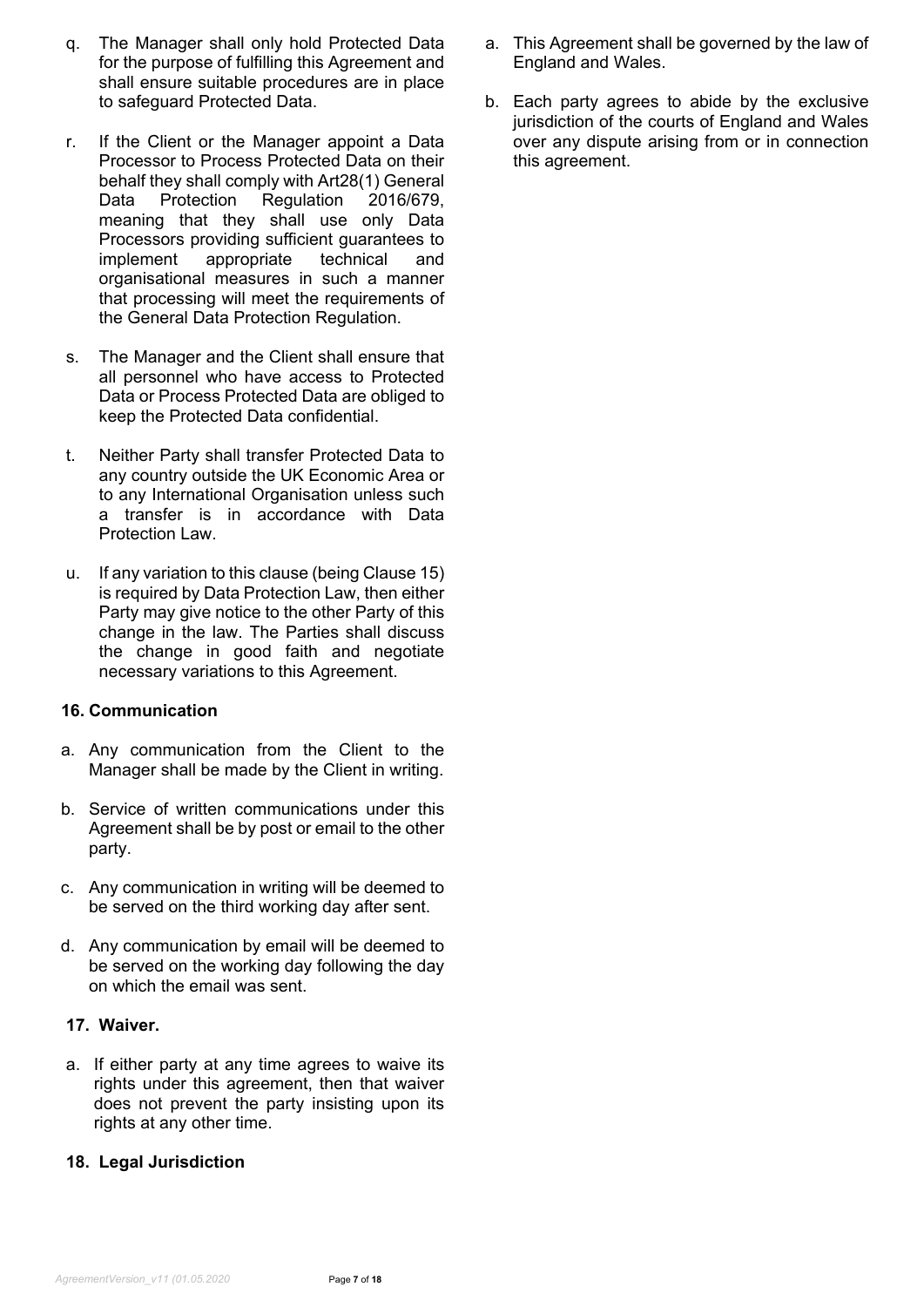q. The Manager shall only hold Protected Data for the purpose of fulfilling this Agreement and shall ensure suitable procedures are in place to safeguard Protected Data.

r. If the Client or the Manager appoint a Data Processor to Process Protected Data on their behalf they shall comply with Art28(1) General Data Protection Regulation 2016/679, meaning that they shall use only Data Processors providing sufficient guarantees to implement appropriate technical and organisational measures in such a manner that processing will meet the requirements of the General Data Protection Regulation.

s. The Manager and the Client shall ensure that all personnel who have access to Protected Data or Process Protected Data are obliged to keep the Protected Data confidential.

t. Neither Party shall transfer Protected Data to any country outside the UK Economic Area or to any International Organisation unless such a transfer is in accordance with Data Protection Law.

u. If any variation to this clause (being Clause 15) is required by Data Protection Law, then either Party may give notice to the other Party of this change in the law. The Parties shall discuss the change in good faith and negotiate necessary variations to this Agreement.

### 16. Communication

a. Any communication from the Client to the Manager shall be made by the Client in writing.

b. Service of written communications under this Agreement shall be by post or email to the other party.

c. Any communication in writing will be deemed to be served on the third working day after sent.

d. Any communication by email will be deemed to be served on the working day following the day on which the email was sent.

### 17. Waiver.

a. If either party at any time agrees to waive its rights under this agreement, then that waiver does not prevent the party insisting upon its rights at any other time.

### 18. Legal Jurisdiction

a. This Agreement shall be governed by the law of England and Wales.

b. Each party agrees to abide by the exclusive jurisdiction of the courts of England and Wales over any dispute arising from or in connection this agreement.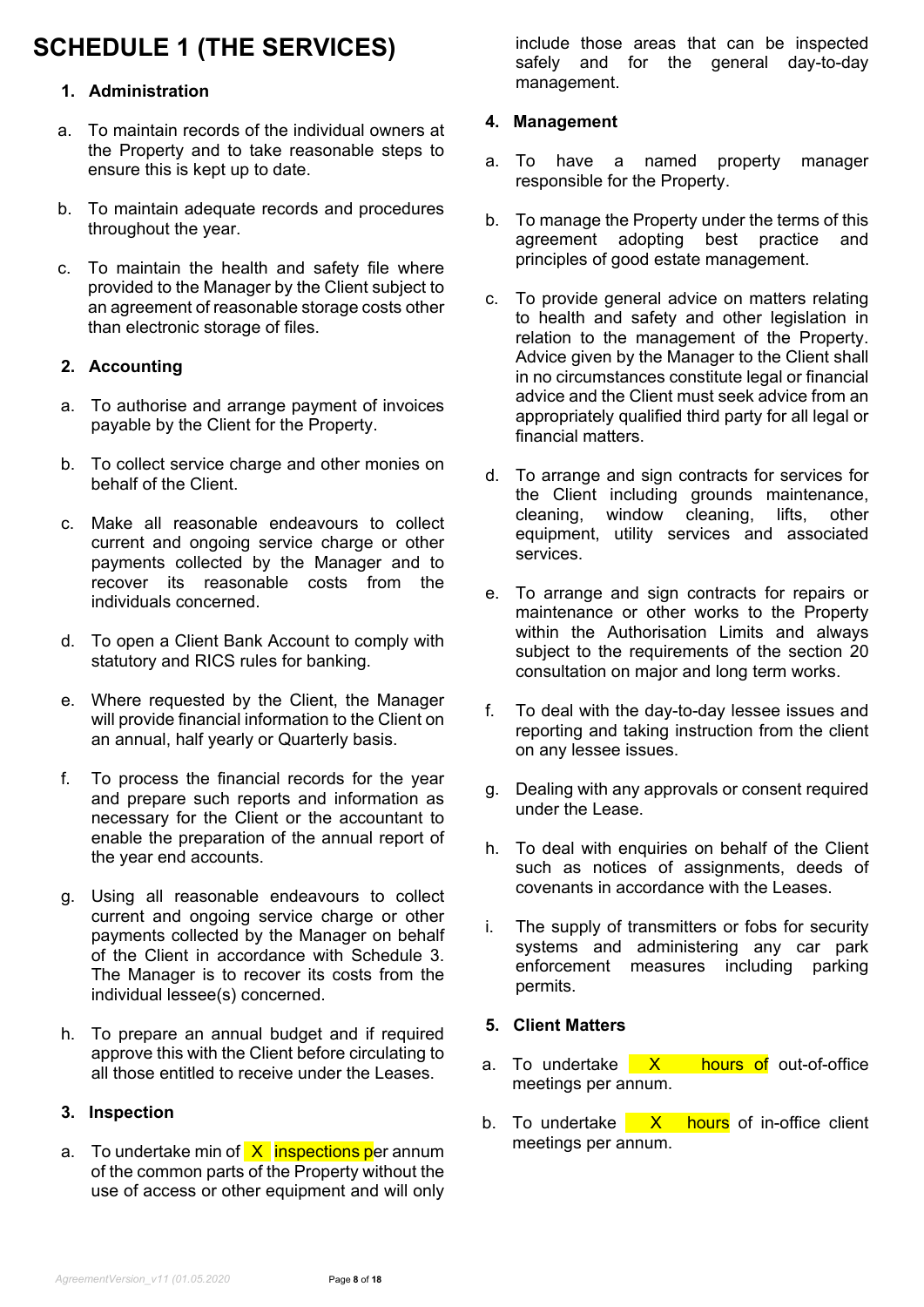# SCHEDULE 1 (THE SERVICES)

### 1. Administration

a. To maintain records of the individual owners at the Property and to take reasonable steps to ensure this is kept up to date.

b. To maintain adequate records and procedures throughout the year.

c. To maintain the health and safety file where provided to the Manager by the Client subject to an agreement of reasonable storage costs other than electronic storage of files.

### 2. Accounting

a. To authorise and arrange payment of invoices payable by the Client for the Property.

b. To collect service charge and other monies on behalf of the Client.

c. Make all reasonable endeavours to collect current and ongoing service charge or other payments collected by the Manager and to recover its reasonable costs from the individuals concerned.

d. To open a Client Bank Account to comply with statutory and RICS rules for banking.

e. Where requested by the Client, the Manager will provide financial information to the Client on an annual, half yearly or Quarterly basis.

f. To process the financial records for the year and prepare such reports and information as necessary for the Client or the accountant to enable the preparation of the annual report of the year end accounts.

g. Using all reasonable endeavours to collect current and ongoing service charge or other payments collected by the Manager on behalf of the Client in accordance with Schedule 3. The Manager is to recover its costs from the individual lessee(s) concerned.

h. To prepare an annual budget and if required approve this with the Client before circulating to all those entitled to receive under the Leases.

### 3. Inspection

a. To undertake min of X inspections per annum of the common parts of the Property without the use of access or other equipment and will only include those areas that can be inspected safely and for the general day-to-day management.

### 4. Management

a. To have a named property manager responsible for the Property.

b. To manage the Property under the terms of this agreement adopting best practice and principles of good estate management.

c. To provide general advice on matters relating to health and safety and other legislation in relation to the management of the Property. Advice given by the Manager to the Client shall in no circumstances constitute legal or financial advice and the Client must seek advice from an appropriately qualified third party for all legal or financial matters.

d. To arrange and sign contracts for services for the Client including grounds maintenance, cleaning, window cleaning, lifts, other equipment, utility services and associated services.

e. To arrange and sign contracts for repairs or maintenance or other works to the Property within the Authorisation Limits and always subject to the requirements of the section 20 consultation on major and long term works.

f. To deal with the day-to-day lessee issues and reporting and taking instruction from the client on any lessee issues.

g. Dealing with any approvals or consent required under the Lease.

h. To deal with enquiries on behalf of the Client such as notices of assignments, deeds of covenants in accordance with the Leases.

i. The supply of transmitters or fobs for security systems and administering any car park enforcement measures including parking permits.

### 5. Client Matters

a. To undertake X hours of out-of-office meetings per annum.

b. To undertake X hours of in-office client meetings per annum.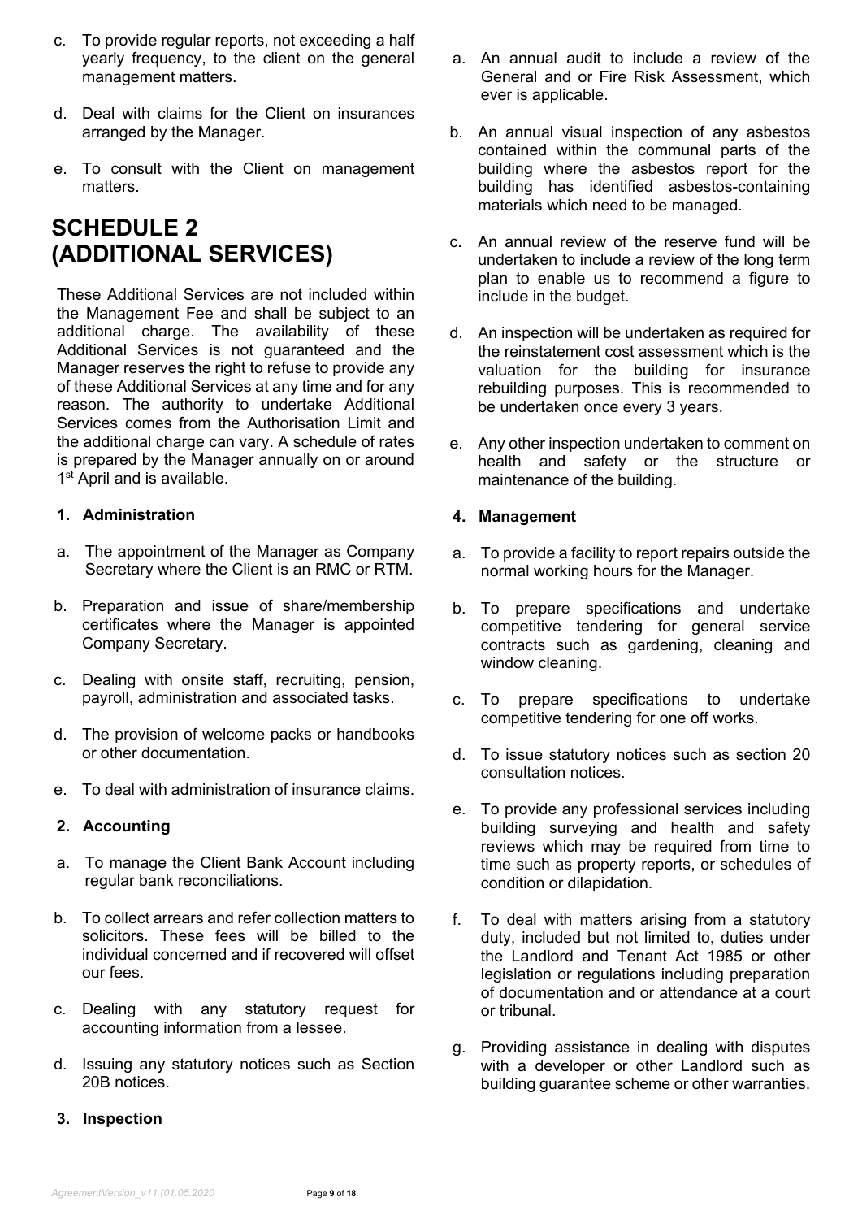c. To provide regular reports, not exceeding a half yearly frequency, to the client on the general management matters.

d. Deal with claims for the Client on insurances arranged by the Manager.

e. To consult with the Client on management matters.

# SCHEDULE 2 (ADDITIONAL SERVICES)

These Additional Services are not included within the Management Fee and shall be subject to an additional charge. The availability of these Additional Services is not guaranteed and the Manager reserves the right to refuse to provide any of these Additional Services at any time and for any reason. The authority to undertake Additional Services comes from the Authorisation Limit and the additional charge can vary. A schedule of rates is prepared by the Manager annually on or around 1st April and is available.

**1. Administration**

a. The appointment of the Manager as Company Secretary where the Client is an RMC or RTM.

b. Preparation and issue of share/membership certificates where the Manager is appointed Company Secretary.

c. Dealing with onsite staff, recruiting, pension, payroll, administration and associated tasks.

d. The provision of welcome packs or handbooks or other documentation.

e. To deal with administration of insurance claims.

**2. Accounting**

a. To manage the Client Bank Account including regular bank reconciliations.

b. To collect arrears and refer collection matters to solicitors. These fees will be billed to the individual concerned and if recovered will offset our fees.

c. Dealing with any statutory request for accounting information from a lessee.

d. Issuing any statutory notices such as Section 20B notices.

**3. Inspection**

a. An annual audit to include a review of the General and or Fire Risk Assessment, which ever is applicable.

b. An annual visual inspection of any asbestos contained within the communal parts of the building where the asbestos report for the building has identified asbestos-containing materials which need to be managed.

c. An annual review of the reserve fund will be undertaken to include a review of the long term plan to enable us to recommend a figure to include in the budget.

d. An inspection will be undertaken as required for the reinstatement cost assessment which is the valuation for the building for insurance rebuilding purposes. This is recommended to be undertaken once every 3 years.

e. Any other inspection undertaken to comment on health and safety or the structure or maintenance of the building.

**4. Management**

a. To provide a facility to report repairs outside the normal working hours for the Manager.

b. To prepare specifications and undertake competitive tendering for general service contracts such as gardening, cleaning and window cleaning.

c. To prepare specifications to undertake competitive tendering for one off works.

d. To issue statutory notices such as section 20 consultation notices.

e. To provide any professional services including building surveying and health and safety reviews which may be required from time to time such as property reports, or schedules of condition or dilapidation.

f. To deal with matters arising from a statutory duty, included but not limited to, duties under the Landlord and Tenant Act 1985 or other legislation or regulations including preparation of documentation and or attendance at a court or tribunal.

g. Providing assistance in dealing with disputes with a developer or other Landlord such as building guarantee scheme or other warranties.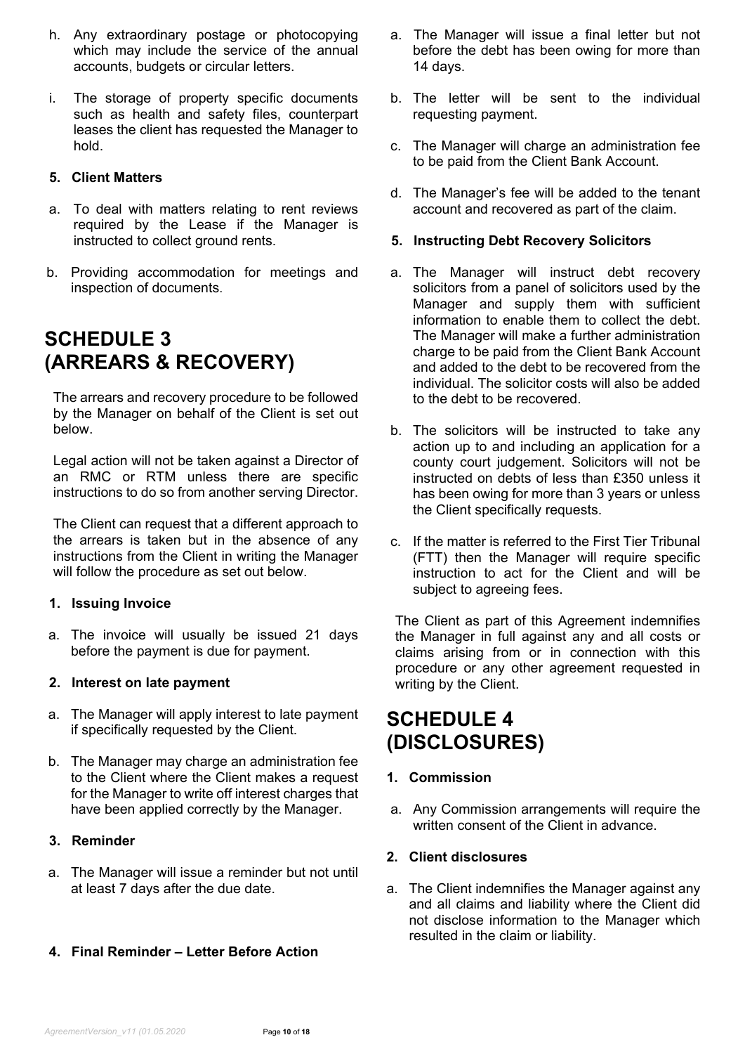h. Any extraordinary postage or photocopying which may include the service of the annual accounts, budgets or circular letters.

i. The storage of property specific documents such as health and safety files, counterpart leases the client has requested the Manager to hold.

**5. Client Matters**

a. To deal with matters relating to rent reviews required by the Lease if the Manager is instructed to collect ground rents.

b. Providing accommodation for meetings and inspection of documents.

# SCHEDULE 3 (ARREARS & RECOVERY)

The arrears and recovery procedure to be followed by the Manager on behalf of the Client is set out below.

Legal action will not be taken against a Director of an RMC or RTM unless there are specific instructions to do so from another serving Director.

The Client can request that a different approach to the arrears is taken but in the absence of any instructions from the Client in writing the Manager will follow the procedure as set out below.

**1. Issuing Invoice**

a. The invoice will usually be issued 21 days before the payment is due for payment.

**2. Interest on late payment**

a. The Manager will apply interest to late payment if specifically requested by the Client.

b. The Manager may charge an administration fee to the Client where the Client makes a request for the Manager to write off interest charges that have been applied correctly by the Manager.

**3. Reminder**

a. The Manager will issue a reminder but not until at least 7 days after the due date.

**4. Final Reminder – Letter Before Action**

a. The Manager will issue a final letter but not before the debt has been owing for more than 14 days.

b. The letter will be sent to the individual requesting payment.

c. The Manager will charge an administration fee to be paid from the Client Bank Account.

d. The Manager's fee will be added to the tenant account and recovered as part of the claim.

**5. Instructing Debt Recovery Solicitors**

a. The Manager will instruct debt recovery solicitors from a panel of solicitors used by the Manager and supply them with sufficient information to enable them to collect the debt. The Manager will make a further administration charge to be paid from the Client Bank Account and added to the debt to be recovered from the individual. The solicitor costs will also be added to the debt to be recovered.

b. The solicitors will be instructed to take any action up to and including an application for a county court judgement. Solicitors will not be instructed on debts of less than £350 unless it has been owing for more than 3 years or unless the Client specifically requests.

c. If the matter is referred to the First Tier Tribunal (FTT) then the Manager will require specific instruction to act for the Client and will be subject to agreeing fees.

The Client as part of this Agreement indemnifies the Manager in full against any and all costs or claims arising from or in connection with this procedure or any other agreement requested in writing by the Client.

# SCHEDULE 4 (DISCLOSURES)

**1. Commission**

a. Any Commission arrangements will require the written consent of the Client in advance.

**2. Client disclosures**

a. The Client indemnifies the Manager against any and all claims and liability where the Client did not disclose information to the Manager which resulted in the claim or liability.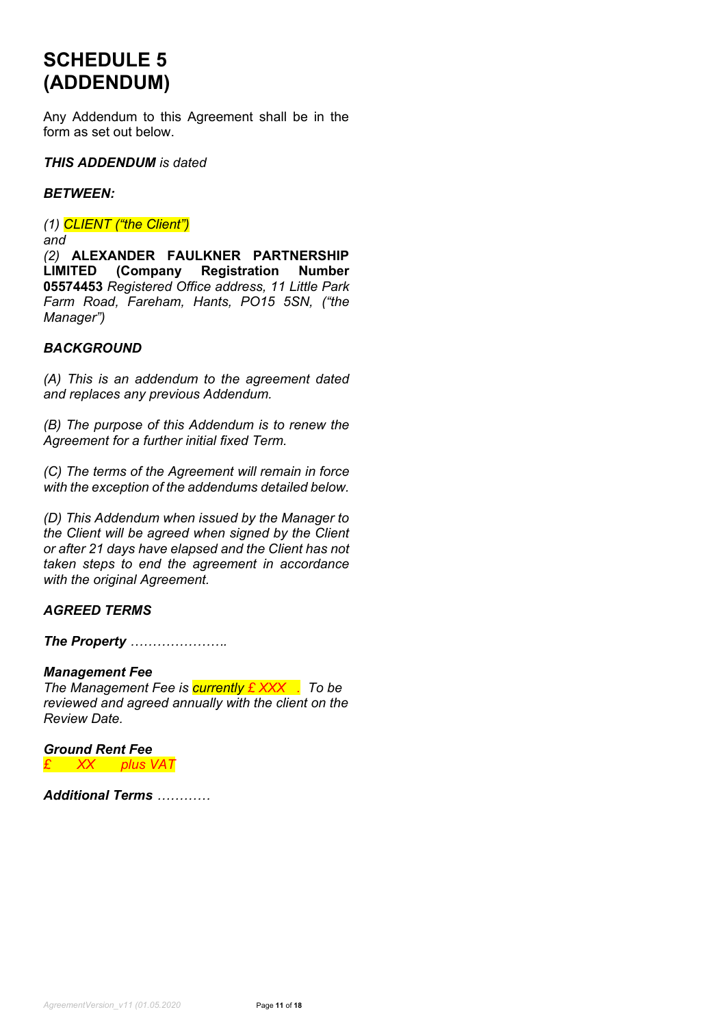# SCHEDULE 5 (ADDENDUM)

Any Addendum to this Agreement shall be in the form as set out below.

***THIS ADDENDUM** is dated*

***BETWEEN:***

*(1) CLIENT ("the Client")*

*and*

*(2)* **ALEXANDER FAULKNER PARTNERSHIP LIMITED (Company Registration Number 05574453** *Registered Office address, 11 Little Park Farm Road, Fareham, Hants, PO15 5SN, ("the Manager")*

***BACKGROUND***

*(A) This is an addendum to the agreement dated and replaces any previous Addendum.*

*(B) The purpose of this Addendum is to renew the Agreement for a further initial fixed Term.*

*(C) The terms of the Agreement will remain in force with the exception of the addendums detailed below.*

*(D) This Addendum when issued by the Manager to the Client will be agreed when signed by the Client or after 21 days have elapsed and the Client has not taken steps to end the agreement in accordance with the original Agreement.*

***AGREED TERMS***

***The Property** …………………..*

***Management Fee***

*The Management Fee is currently £ XXX . To be reviewed and agreed annually with the client on the Review Date.*

***Ground Rent Fee***

*£ XX plus VAT*

***Additional Terms** …………*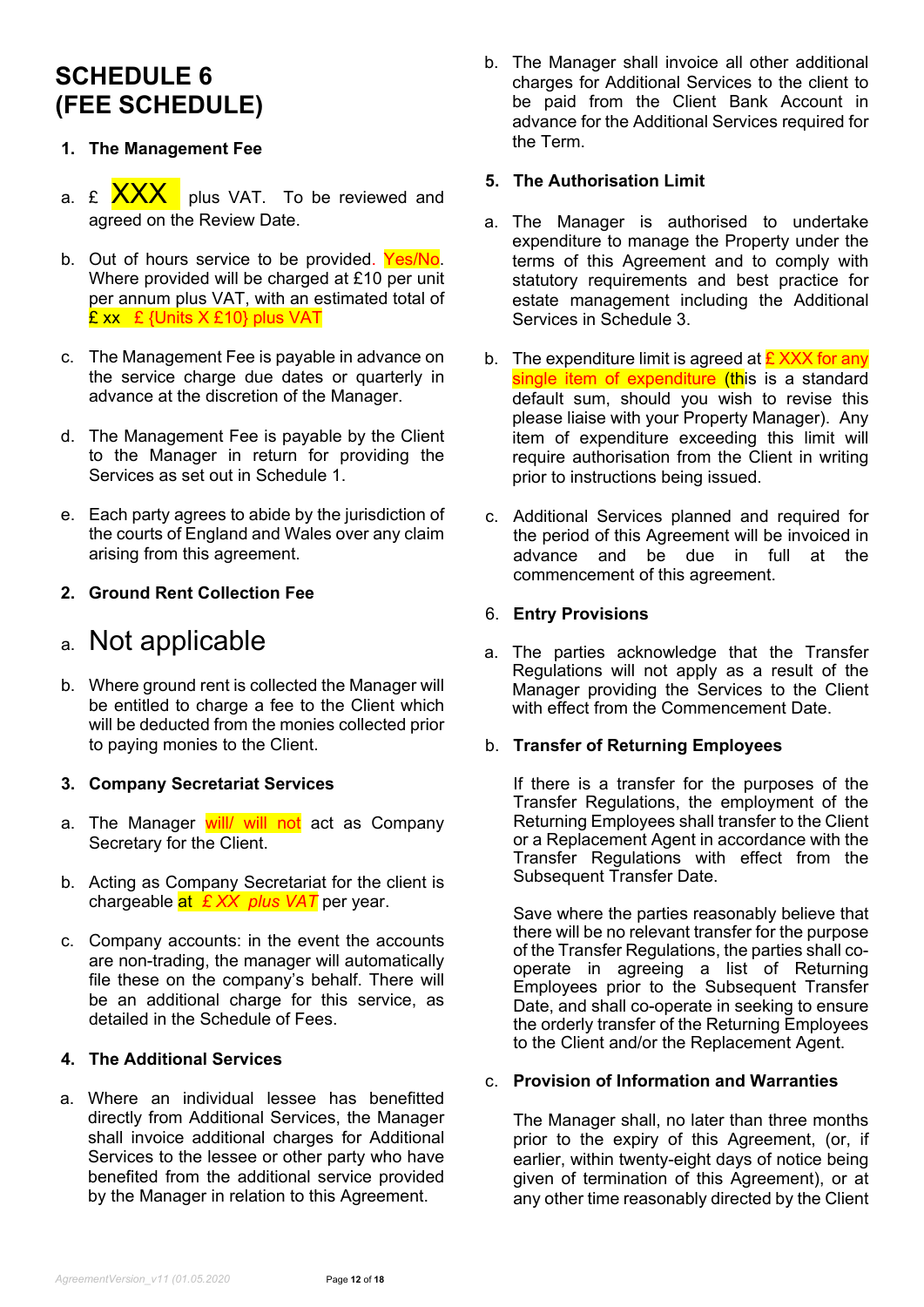# SCHEDULE 6
# (FEE SCHEDULE)

1. **The Management Fee**

a. £ XXX plus VAT. To be reviewed and agreed on the Review Date.

b. Out of hours service to be provided. Yes/No. Where provided will be charged at £10 per unit per annum plus VAT, with an estimated total of £ xx £ {Units X £10} plus VAT

c. The Management Fee is payable in advance on the service charge due dates or quarterly in advance at the discretion of the Manager.

d. The Management Fee is payable by the Client to the Manager in return for providing the Services as set out in Schedule 1.

e. Each party agrees to abide by the jurisdiction of the courts of England and Wales over any claim arising from this agreement.

2. **Ground Rent Collection Fee**

a. Not applicable

b. Where ground rent is collected the Manager will be entitled to charge a fee to the Client which will be deducted from the monies collected prior to paying monies to the Client.

3. **Company Secretariat Services**

a. The Manager will/ will not act as Company Secretary for the Client.

b. Acting as Company Secretariat for the client is chargeable at *£ XX plus VAT* per year.

c. Company accounts: in the event the accounts are non-trading, the manager will automatically file these on the company's behalf. There will be an additional charge for this service, as detailed in the Schedule of Fees.

4. **The Additional Services**

a. Where an individual lessee has benefitted directly from Additional Services, the Manager shall invoice additional charges for Additional Services to the lessee or other party who have benefited from the additional service provided by the Manager in relation to this Agreement.

b. The Manager shall invoice all other additional charges for Additional Services to the client to be paid from the Client Bank Account in advance for the Additional Services required for the Term.

5. **The Authorisation Limit**

a. The Manager is authorised to undertake expenditure to manage the Property under the terms of this Agreement and to comply with statutory requirements and best practice for estate management including the Additional Services in Schedule 3.

b. The expenditure limit is agreed at £ XXX for any single item of expenditure (this is a standard default sum, should you wish to revise this please liaise with your Property Manager). Any item of expenditure exceeding this limit will require authorisation from the Client in writing prior to instructions being issued.

c. Additional Services planned and required for the period of this Agreement will be invoiced in advance and be due in full at the commencement of this agreement.

6. **Entry Provisions**

a. The parties acknowledge that the Transfer Regulations will not apply as a result of the Manager providing the Services to the Client with effect from the Commencement Date.

b. **Transfer of Returning Employees**

If there is a transfer for the purposes of the Transfer Regulations, the employment of the Returning Employees shall transfer to the Client or a Replacement Agent in accordance with the Transfer Regulations with effect from the Subsequent Transfer Date.

Save where the parties reasonably believe that there will be no relevant transfer for the purpose of the Transfer Regulations, the parties shall co-operate in agreeing a list of Returning Employees prior to the Subsequent Transfer Date, and shall co-operate in seeking to ensure the orderly transfer of the Returning Employees to the Client and/or the Replacement Agent.

c. **Provision of Information and Warranties**

The Manager shall, no later than three months prior to the expiry of this Agreement, (or, if earlier, within twenty-eight days of notice being given of termination of this Agreement), or at any other time reasonably directed by the Client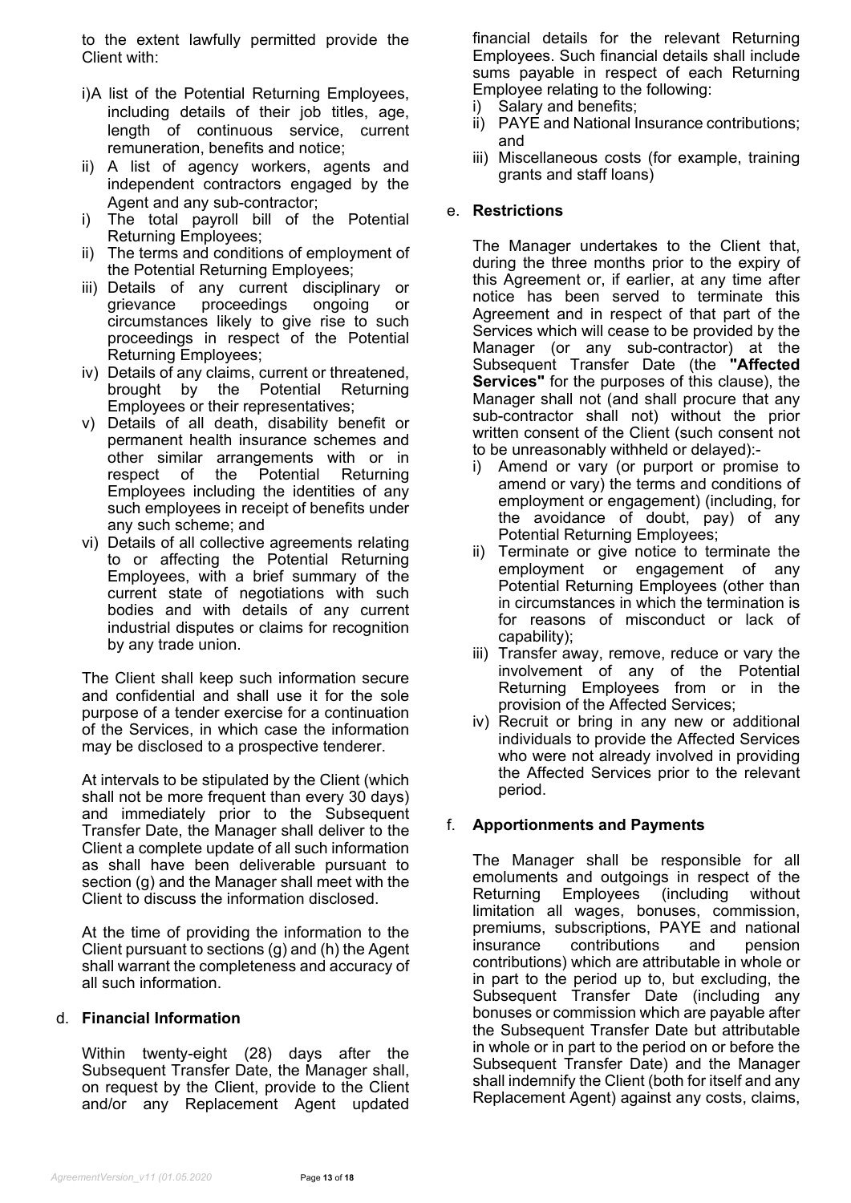to the extent lawfully permitted provide the Client with:

i)A list of the Potential Returning Employees, including details of their job titles, age, length of continuous service, current remuneration, benefits and notice;

ii) A list of agency workers, agents and independent contractors engaged by the Agent and any sub-contractor;

i) The total payroll bill of the Potential Returning Employees;

ii) The terms and conditions of employment of the Potential Returning Employees;

iii) Details of any current disciplinary or grievance proceedings ongoing or circumstances likely to give rise to such proceedings in respect of the Potential Returning Employees;

iv) Details of any claims, current or threatened, brought by the Potential Returning Employees or their representatives;

v) Details of all death, disability benefit or permanent health insurance schemes and other similar arrangements with or in respect of the Potential Returning Employees including the identities of any such employees in receipt of benefits under any such scheme; and

vi) Details of all collective agreements relating to or affecting the Potential Returning Employees, with a brief summary of the current state of negotiations with such bodies and with details of any current industrial disputes or claims for recognition by any trade union.

The Client shall keep such information secure and confidential and shall use it for the sole purpose of a tender exercise for a continuation of the Services, in which case the information may be disclosed to a prospective tenderer.

At intervals to be stipulated by the Client (which shall not be more frequent than every 30 days) and immediately prior to the Subsequent Transfer Date, the Manager shall deliver to the Client a complete update of all such information as shall have been deliverable pursuant to section (g) and the Manager shall meet with the Client to discuss the information disclosed.

At the time of providing the information to the Client pursuant to sections (g) and (h) the Agent shall warrant the completeness and accuracy of all such information.

d. **Financial Information**

Within twenty-eight (28) days after the Subsequent Transfer Date, the Manager shall, on request by the Client, provide to the Client and/or any Replacement Agent updated financial details for the relevant Returning Employees. Such financial details shall include sums payable in respect of each Returning Employee relating to the following:

i) Salary and benefits;

ii) PAYE and National Insurance contributions; and

iii) Miscellaneous costs (for example, training grants and staff loans)

e. **Restrictions**

The Manager undertakes to the Client that, during the three months prior to the expiry of this Agreement or, if earlier, at any time after notice has been served to terminate this Agreement and in respect of that part of the Services which will cease to be provided by the Manager (or any sub-contractor) at the Subsequent Transfer Date (the **"Affected Services"** for the purposes of this clause), the Manager shall not (and shall procure that any sub-contractor shall not) without the prior written consent of the Client (such consent not to be unreasonably withheld or delayed):-

i) Amend or vary (or purport or promise to amend or vary) the terms and conditions of employment or engagement) (including, for the avoidance of doubt, pay) of any Potential Returning Employees;

ii) Terminate or give notice to terminate the employment or engagement of any Potential Returning Employees (other than in circumstances in which the termination is for reasons of misconduct or lack of capability);

iii) Transfer away, remove, reduce or vary the involvement of any of the Potential Returning Employees from or in the provision of the Affected Services;

iv) Recruit or bring in any new or additional individuals to provide the Affected Services who were not already involved in providing the Affected Services prior to the relevant period.

f. **Apportionments and Payments**

The Manager shall be responsible for all emoluments and outgoings in respect of the Returning Employees (including without limitation all wages, bonuses, commission, premiums, subscriptions, PAYE and national insurance contributions and pension contributions) which are attributable in whole or in part to the period up to, but excluding, the Subsequent Transfer Date (including any bonuses or commission which are payable after the Subsequent Transfer Date but attributable in whole or in part to the period on or before the Subsequent Transfer Date) and the Manager shall indemnify the Client (both for itself and any Replacement Agent) against any costs, claims,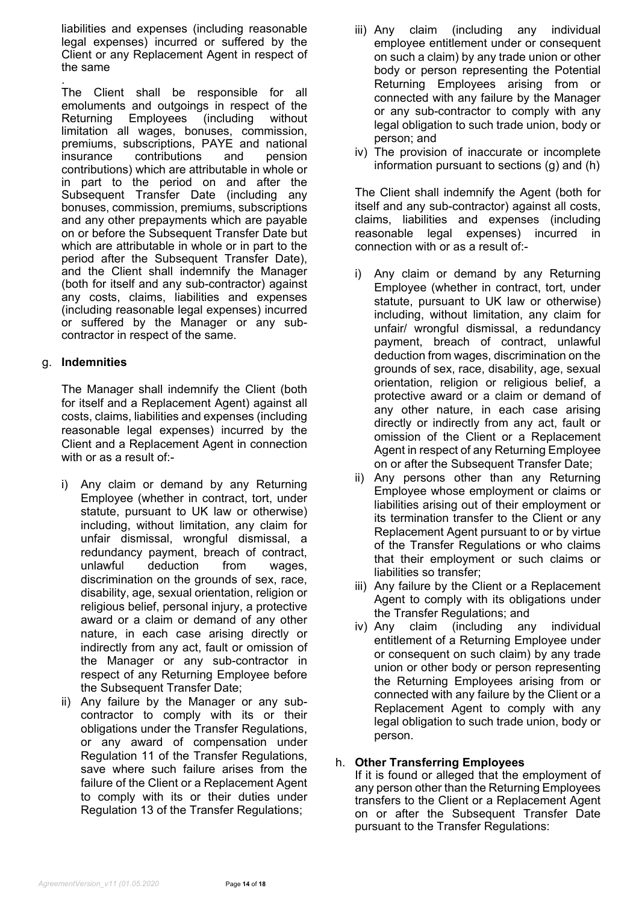liabilities and expenses (including reasonable legal expenses) incurred or suffered by the Client or any Replacement Agent in respect of the same

.

The Client shall be responsible for all emoluments and outgoings in respect of the Returning Employees (including without limitation all wages, bonuses, commission, premiums, subscriptions, PAYE and national insurance contributions and pension contributions) which are attributable in whole or in part to the period on and after the Subsequent Transfer Date (including any bonuses, commission, premiums, subscriptions and any other prepayments which are payable on or before the Subsequent Transfer Date but which are attributable in whole or in part to the period after the Subsequent Transfer Date), and the Client shall indemnify the Manager (both for itself and any sub-contractor) against any costs, claims, liabilities and expenses (including reasonable legal expenses) incurred or suffered by the Manager or any sub-contractor in respect of the same.

g. **Indemnities**

The Manager shall indemnify the Client (both for itself and a Replacement Agent) against all costs, claims, liabilities and expenses (including reasonable legal expenses) incurred by the Client and a Replacement Agent in connection with or as a result of:-

i) Any claim or demand by any Returning Employee (whether in contract, tort, under statute, pursuant to UK law or otherwise) including, without limitation, any claim for unfair dismissal, wrongful dismissal, a redundancy payment, breach of contract, unlawful deduction from wages, discrimination on the grounds of sex, race, disability, age, sexual orientation, religion or religious belief, personal injury, a protective award or a claim or demand of any other nature, in each case arising directly or indirectly from any act, fault or omission of the Manager or any sub-contractor in respect of any Returning Employee before the Subsequent Transfer Date;
ii) Any failure by the Manager or any sub-contractor to comply with its or their obligations under the Transfer Regulations, or any award of compensation under Regulation 11 of the Transfer Regulations, save where such failure arises from the failure of the Client or a Replacement Agent to comply with its or their duties under Regulation 13 of the Transfer Regulations;
iii) Any claim (including any individual employee entitlement under or consequent on such a claim) by any trade union or other body or person representing the Potential Returning Employees arising from or connected with any failure by the Manager or any sub-contractor to comply with any legal obligation to such trade union, body or person; and
iv) The provision of inaccurate or incomplete information pursuant to sections (g) and (h)

The Client shall indemnify the Agent (both for itself and any sub-contractor) against all costs, claims, liabilities and expenses (including reasonable legal expenses) incurred in connection with or as a result of:-

i) Any claim or demand by any Returning Employee (whether in contract, tort, under statute, pursuant to UK law or otherwise) including, without limitation, any claim for unfair/ wrongful dismissal, a redundancy payment, breach of contract, unlawful deduction from wages, discrimination on the grounds of sex, race, disability, age, sexual orientation, religion or religious belief, a protective award or a claim or demand of any other nature, in each case arising directly or indirectly from any act, fault or omission of the Client or a Replacement Agent in respect of any Returning Employee on or after the Subsequent Transfer Date;
ii) Any persons other than any Returning Employee whose employment or claims or liabilities arising out of their employment or its termination transfer to the Client or any Replacement Agent pursuant to or by virtue of the Transfer Regulations or who claims that their employment or such claims or liabilities so transfer;
iii) Any failure by the Client or a Replacement Agent to comply with its obligations under the Transfer Regulations; and
iv) Any claim (including any individual entitlement of a Returning Employee under or consequent on such claim) by any trade union or other body or person representing the Returning Employees arising from or connected with any failure by the Client or a Replacement Agent to comply with any legal obligation to such trade union, body or person.

h. **Other Transferring Employees**

If it is found or alleged that the employment of any person other than the Returning Employees transfers to the Client or a Replacement Agent on or after the Subsequent Transfer Date pursuant to the Transfer Regulations: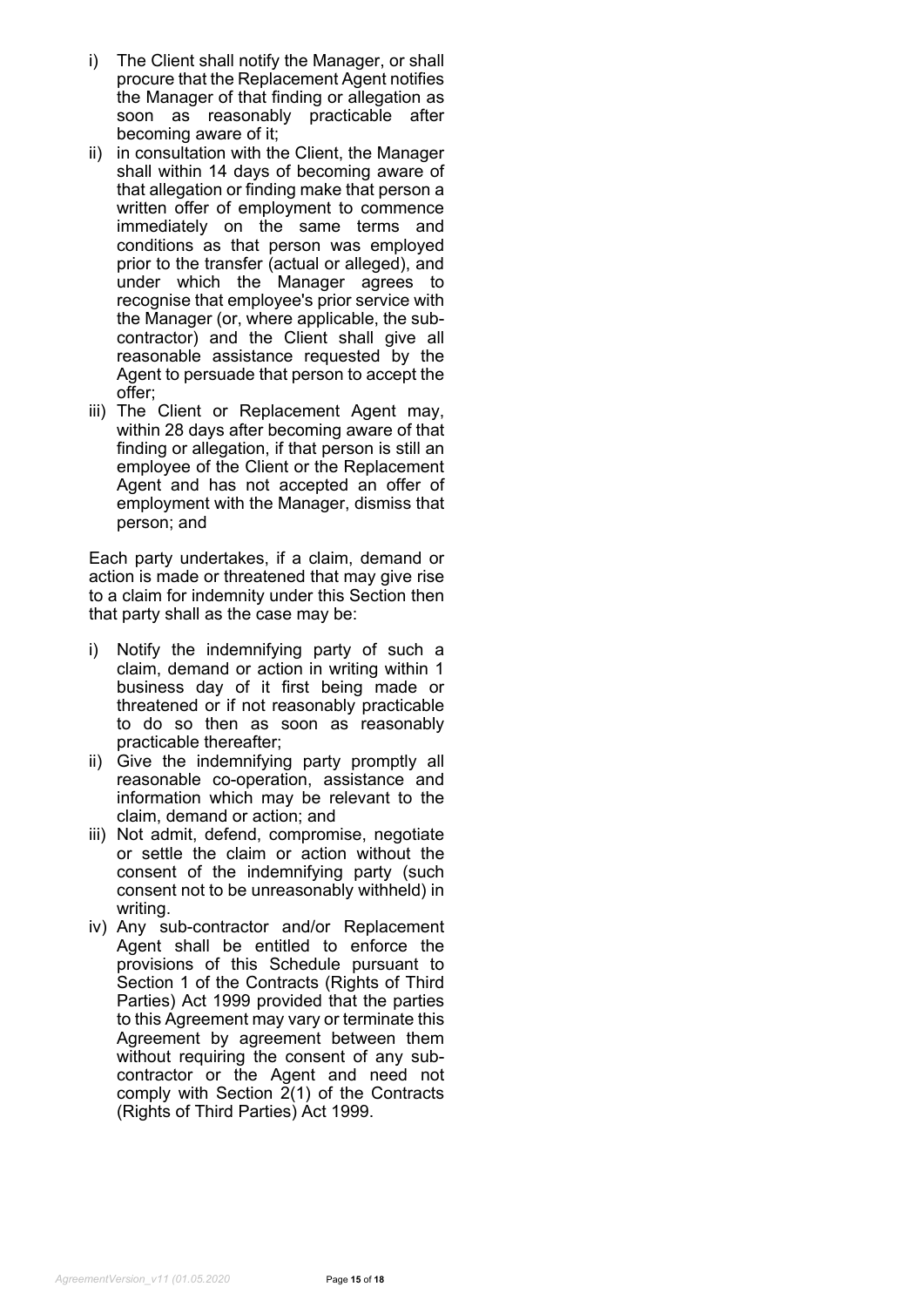i) The Client shall notify the Manager, or shall procure that the Replacement Agent notifies the Manager of that finding or allegation as soon as reasonably practicable after becoming aware of it;
ii) in consultation with the Client, the Manager shall within 14 days of becoming aware of that allegation or finding make that person a written offer of employment to commence immediately on the same terms and conditions as that person was employed prior to the transfer (actual or alleged), and under which the Manager agrees to recognise that employee's prior service with the Manager (or, where applicable, the sub-contractor) and the Client shall give all reasonable assistance requested by the Agent to persuade that person to accept the offer;
iii) The Client or Replacement Agent may, within 28 days after becoming aware of that finding or allegation, if that person is still an employee of the Client or the Replacement Agent and has not accepted an offer of employment with the Manager, dismiss that person; and

Each party undertakes, if a claim, demand or action is made or threatened that may give rise to a claim for indemnity under this Section then that party shall as the case may be:

i) Notify the indemnifying party of such a claim, demand or action in writing within 1 business day of it first being made or threatened or if not reasonably practicable to do so then as soon as reasonably practicable thereafter;
ii) Give the indemnifying party promptly all reasonable co-operation, assistance and information which may be relevant to the claim, demand or action; and
iii) Not admit, defend, compromise, negotiate or settle the claim or action without the consent of the indemnifying party (such consent not to be unreasonably withheld) in writing.
iv) Any sub-contractor and/or Replacement Agent shall be entitled to enforce the provisions of this Schedule pursuant to Section 1 of the Contracts (Rights of Third Parties) Act 1999 provided that the parties to this Agreement may vary or terminate this Agreement by agreement between them without requiring the consent of any sub-contractor or the Agent and need not comply with Section 2(1) of the Contracts (Rights of Third Parties) Act 1999.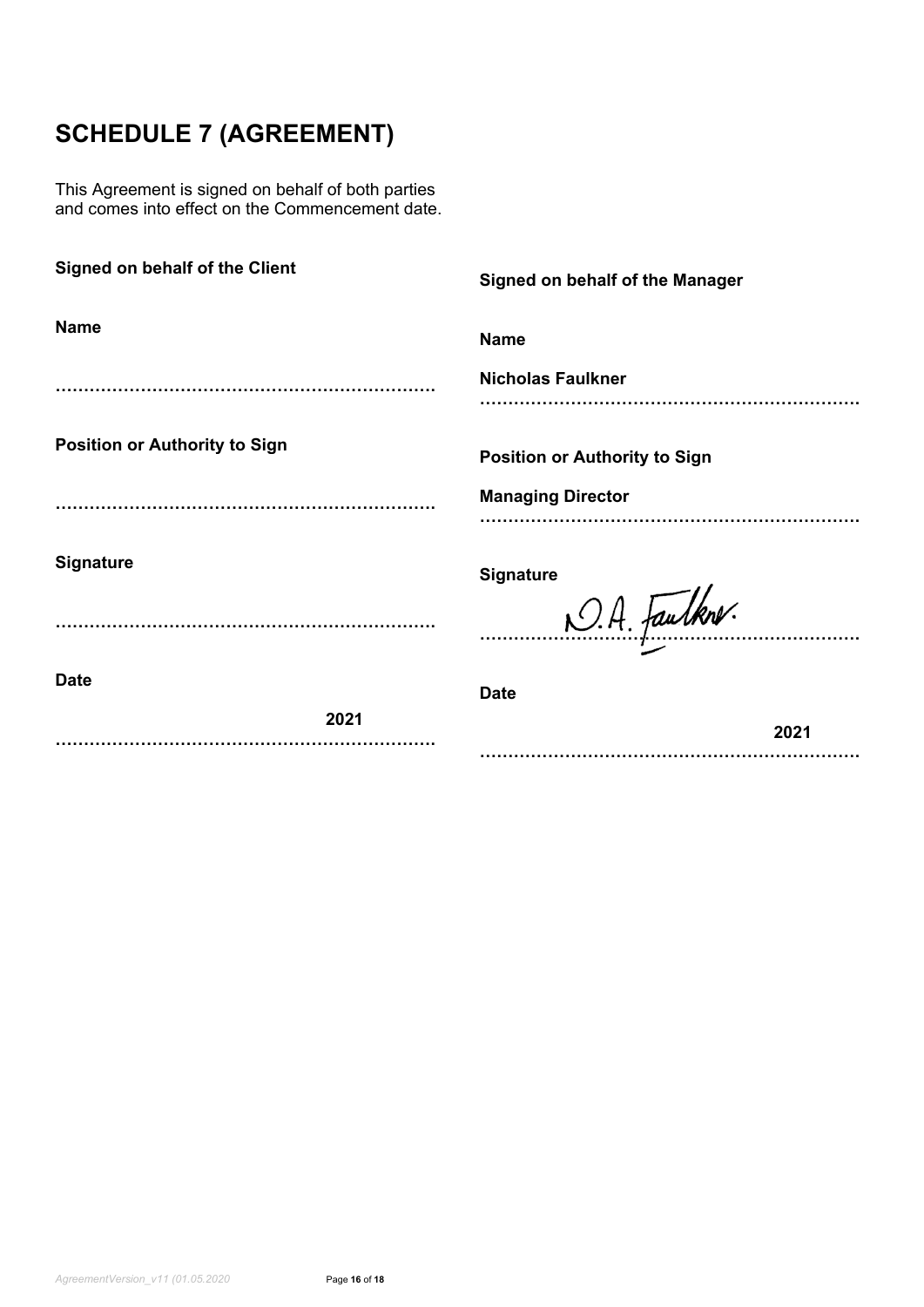# SCHEDULE 7 (AGREEMENT)

This Agreement is signed on behalf of both parties and comes into effect on the Commencement date.

**Signed on behalf of the Client**

**Name**

……………………………………………………………

**Position or Authority to Sign**

……………………………………………………………

**Signature**

……………………………………………………………

**Date**

……………………………………………………………**2021**

**Signed on behalf of the Manager**

**Name**

**Nicholas Faulkner**
……………………………………………………………

**Position or Authority to Sign**

**Managing Director**
……………………………………………………………

**Signature**

N.A. Faulkner.
……………………………………………………………

**Date**

……………………………………………………………**2021**

*AgreementVersion_v11 (01.05.2020*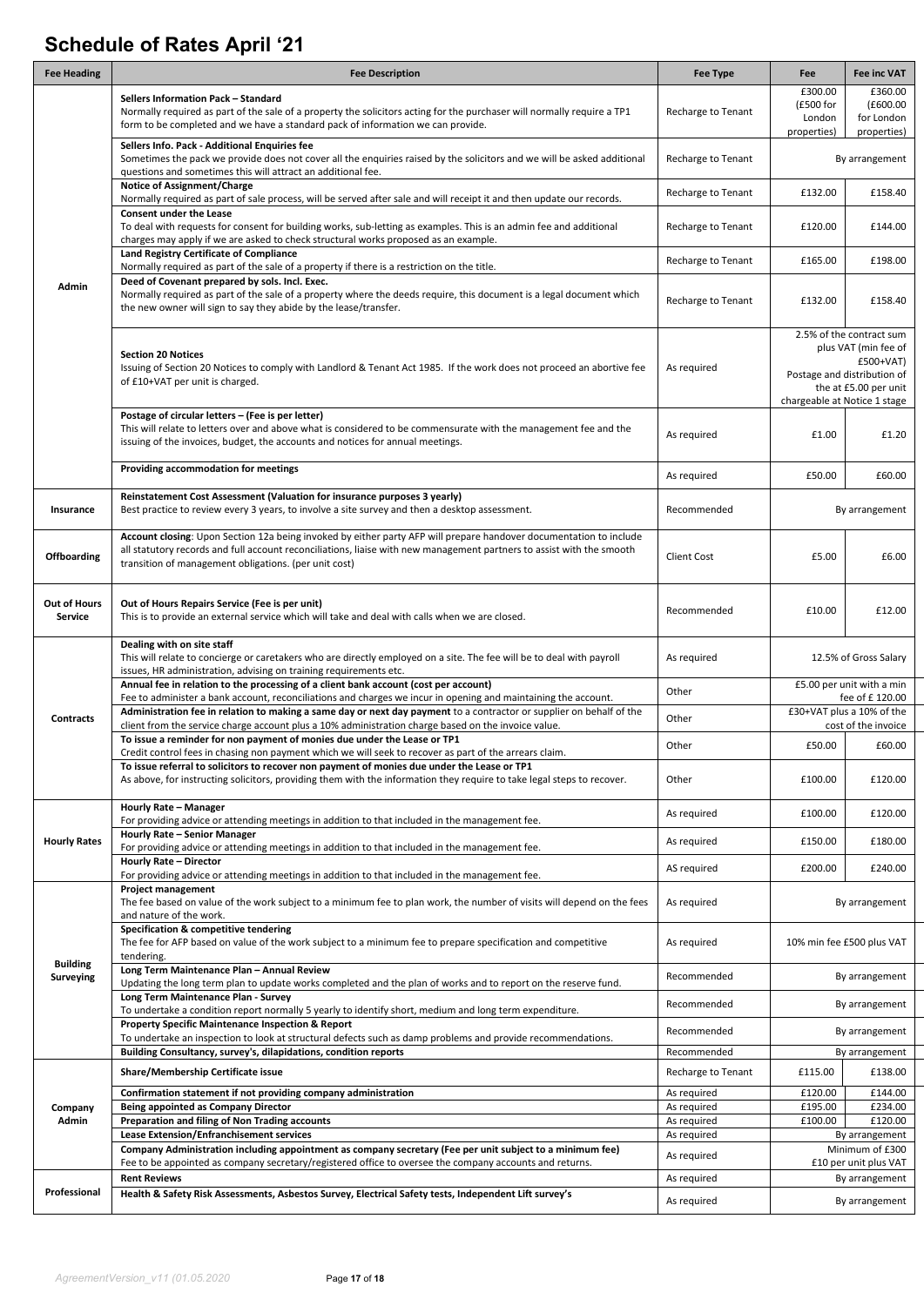# Schedule of Rates April '21

| Fee Heading | Fee Description | Fee Type | Fee | Fee inc VAT |
|---|---|---|---|---|
| Admin | **Sellers Information Pack – Standard**<br>Normally required as part of the sale of a property the solicitors acting for the purchaser will normally require a TP1 form to be completed and we have a standard pack of information we can provide. | Recharge to Tenant | £300.00 (£500 for London properties) | £360.00 (£600.00 for London properties) |
| | **Sellers Info. Pack - Additional Enquiries fee**<br>Sometimes the pack we provide does not cover all the enquiries raised by the solicitors and we will be asked additional questions and sometimes this will attract an additional fee. | Recharge to Tenant | By arrangement | |
| | **Notice of Assignment/Charge**<br>Normally required as part of sale process, will be served after sale and will receipt it and then update our records. | Recharge to Tenant | £132.00 | £158.40 |
| | **Consent under the Lease**<br>To deal with requests for consent for building works, sub-letting as examples. This is an admin fee and additional charges may apply if we are asked to check structural works proposed as an example. | Recharge to Tenant | £120.00 | £144.00 |
| | **Land Registry Certificate of Compliance**<br>Normally required as part of the sale of a property if there is a restriction on the title. | Recharge to Tenant | £165.00 | £198.00 |
| | **Deed of Covenant prepared by sols. Incl. Exec.**<br>Normally required as part of the sale of a property where the deeds require, this document is a legal document which the new owner will sign to say they abide by the lease/transfer. | Recharge to Tenant | £132.00 | £158.40 |
| | **Section 20 Notices**<br>Issuing of Section 20 Notices to comply with Landlord & Tenant Act 1985. If the work does not proceed an abortive fee of £10+VAT per unit is charged. | As required | 2.5% of the contract sum plus VAT (min fee of £500+VAT) Postage and distribution of the at £5.00 per unit chargeable at Notice 1 stage | |
| | **Postage of circular letters – (Fee is per letter)**<br>This will relate to letters over and above what is considered to be commensurate with the management fee and the issuing of the invoices, budget, the accounts and notices for annual meetings. | As required | £1.00 | £1.20 |
| | **Providing accommodation for meetings** | As required | £50.00 | £60.00 |
| Insurance | **Reinstatement Cost Assessment (Valuation for insurance purposes 3 yearly)**<br>Best practice to review every 3 years, to involve a site survey and then a desktop assessment. | Recommended | By arrangement | |
| Offboarding | **Account closing**: Upon Section 12a being invoked by either party AFP will prepare handover documentation to include all statutory records and full account reconciliations, liaise with new management partners to assist with the smooth transition of management obligations. (per unit cost) | Client Cost | £5.00 | £6.00 |
| Out of Hours Service | **Out of Hours Repairs Service (Fee is per unit)**<br>This is to provide an external service which will take and deal with calls when we are closed. | Recommended | £10.00 | £12.00 |
| Contracts | **Dealing with on site staff**<br>This will relate to concierge or caretakers who are directly employed on a site. The fee will be to deal with payroll issues, HR administration, advising on training requirements etc. | As required | 12.5% of Gross Salary | |
| | **Annual fee in relation to the processing of a client bank account (cost per account)**<br>Fee to administer a bank account, reconciliations and charges we incur in opening and maintaining the account. | Other | £5.00 per unit with a min fee of £ 120.00 | |
| | **Administration fee in relation to making a same day or next day payment** to a contractor or supplier on behalf of the client from the service charge account plus a 10% administration charge based on the invoice value. | Other | £30+VAT plus a 10% of the cost of the invoice | |
| | **To issue a reminder for non payment of monies due under the Lease or TP1**<br>Credit control fees in chasing non payment which we will seek to recover as part of the arrears claim. | Other | £50.00 | £60.00 |
| | **To issue referral to solicitors to recover non payment of monies due under the Lease or TP1**<br>As above, for instructing solicitors, providing them with the information they require to take legal steps to recover. | Other | £100.00 | £120.00 |
| Hourly Rates | **Hourly Rate – Manager**<br>For providing advice or attending meetings in addition to that included in the management fee. | As required | £100.00 | £120.00 |
| | **Hourly Rate – Senior Manager**<br>For providing advice or attending meetings in addition to that included in the management fee. | As required | £150.00 | £180.00 |
| | **Hourly Rate – Director**<br>For providing advice or attending meetings in addition to that included in the management fee. | AS required | £200.00 | £240.00 |
| Building Surveying | **Project management**<br>The fee based on value of the work subject to a minimum fee to plan work, the number of visits will depend on the fees and nature of the work. | As required | By arrangement | |
| | **Specification & competitive tendering**<br>The fee for AFP based on value of the work subject to a minimum fee to prepare specification and competitive tendering. | As required | 10% min fee £500 plus VAT | |
| | **Long Term Maintenance Plan – Annual Review**<br>Updating the long term plan to update works completed and the plan of works and to report on the reserve fund. | Recommended | By arrangement | |
| | **Long Term Maintenance Plan - Survey**<br>To undertake a condition report normally 5 yearly to identify short, medium and long term expenditure. | Recommended | By arrangement | |
| | **Property Specific Maintenance Inspection & Report**<br>To undertake an inspection to look at structural defects such as damp problems and provide recommendations. | Recommended | By arrangement | |
| | **Building Consultancy, survey's, dilapidations, condition reports** | Recommended | By arrangement | |
| Company Admin | **Share/Membership Certificate issue** | Recharge to Tenant | £115.00 | £138.00 |
| | **Confirmation statement if not providing company administration** | As required | £120.00 | £144.00 |
| | **Being appointed as Company Director** | As required | £195.00 | £234.00 |
| | **Preparation and filing of Non Trading accounts** | As required | £100.00 | £120.00 |
| | **Lease Extension/Enfranchisement services** | As required | By arrangement | |
| | **Company Administration including appointment as company secretary (Fee per unit subject to a minimum fee)**<br>Fee to be appointed as company secretary/registered office to oversee the company accounts and returns. | As required | Minimum of £300 £10 per unit plus VAT | |
| Professional | **Rent Reviews** | As required | By arrangement | |
| | **Health & Safety Risk Assessments, Asbestos Survey, Electrical Safety tests, Independent Lift survey's** | As required | By arrangement | |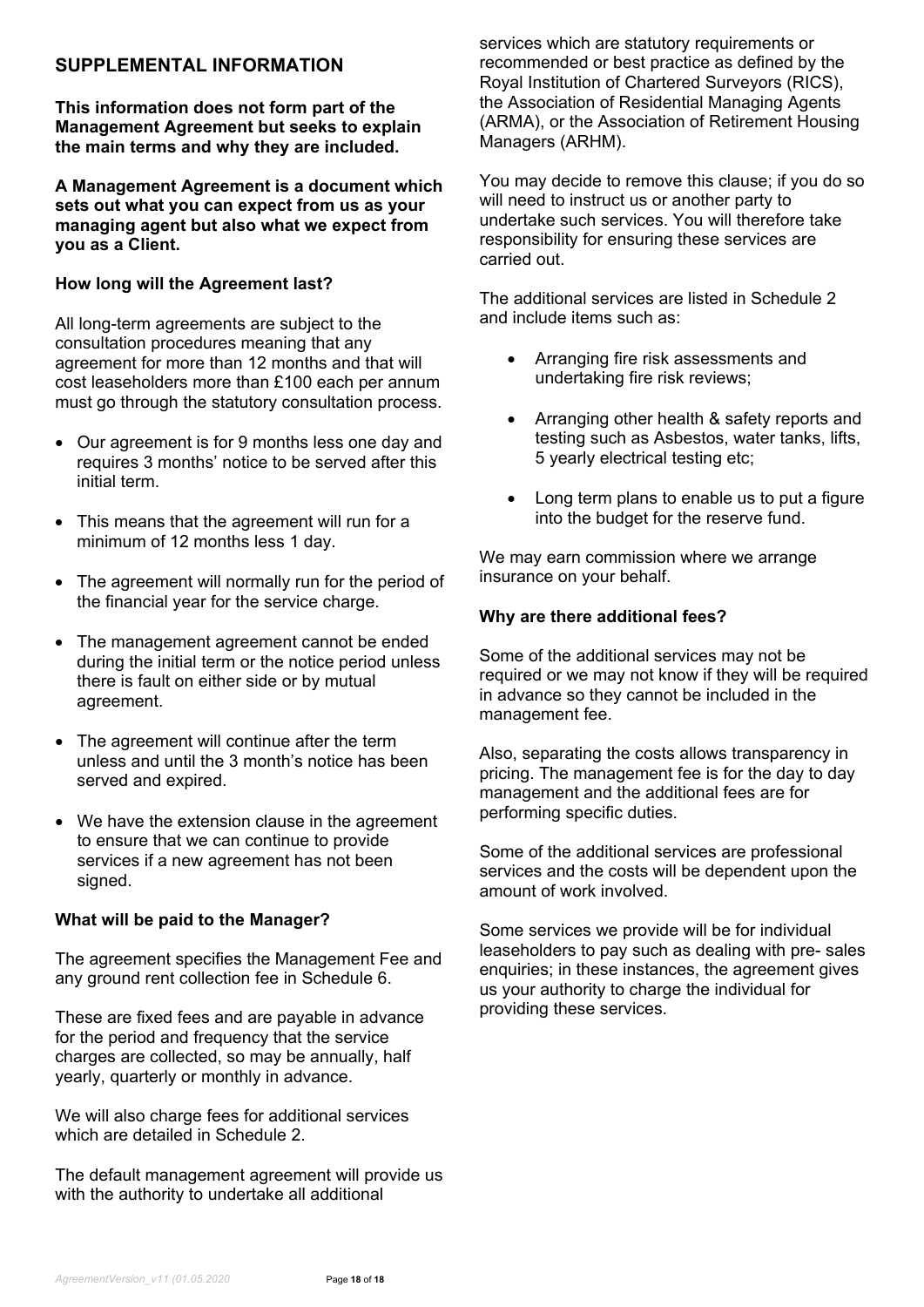## SUPPLEMENTAL INFORMATION

**This information does not form part of the Management Agreement but seeks to explain the main terms and why they are included.**

**A Management Agreement is a document which sets out what you can expect from us as your managing agent but also what we expect from you as a Client.**

### How long will the Agreement last?

All long-term agreements are subject to the consultation procedures meaning that any agreement for more than 12 months and that will cost leaseholders more than £100 each per annum must go through the statutory consultation process.

- Our agreement is for 9 months less one day and requires 3 months' notice to be served after this initial term.
- This means that the agreement will run for a minimum of 12 months less 1 day.
- The agreement will normally run for the period of the financial year for the service charge.
- The management agreement cannot be ended during the initial term or the notice period unless there is fault on either side or by mutual agreement.
- The agreement will continue after the term unless and until the 3 month's notice has been served and expired.
- We have the extension clause in the agreement to ensure that we can continue to provide services if a new agreement has not been signed.

### What will be paid to the Manager?

The agreement specifies the Management Fee and any ground rent collection fee in Schedule 6.

These are fixed fees and are payable in advance for the period and frequency that the service charges are collected, so may be annually, half yearly, quarterly or monthly in advance.

We will also charge fees for additional services which are detailed in Schedule 2.

The default management agreement will provide us with the authority to undertake all additional services which are statutory requirements or recommended or best practice as defined by the Royal Institution of Chartered Surveyors (RICS), the Association of Residential Managing Agents (ARMA), or the Association of Retirement Housing Managers (ARHM).

You may decide to remove this clause; if you do so will need to instruct us or another party to undertake such services. You will therefore take responsibility for ensuring these services are carried out.

The additional services are listed in Schedule 2 and include items such as:

- Arranging fire risk assessments and undertaking fire risk reviews;
- Arranging other health & safety reports and testing such as Asbestos, water tanks, lifts, 5 yearly electrical testing etc;
- Long term plans to enable us to put a figure into the budget for the reserve fund.

We may earn commission where we arrange insurance on your behalf.

### Why are there additional fees?

Some of the additional services may not be required or we may not know if they will be required in advance so they cannot be included in the management fee.

Also, separating the costs allows transparency in pricing. The management fee is for the day to day management and the additional fees are for performing specific duties.

Some of the additional services are professional services and the costs will be dependent upon the amount of work involved.

Some services we provide will be for individual leaseholders to pay such as dealing with pre- sales enquiries; in these instances, the agreement gives us your authority to charge the individual for providing these services.